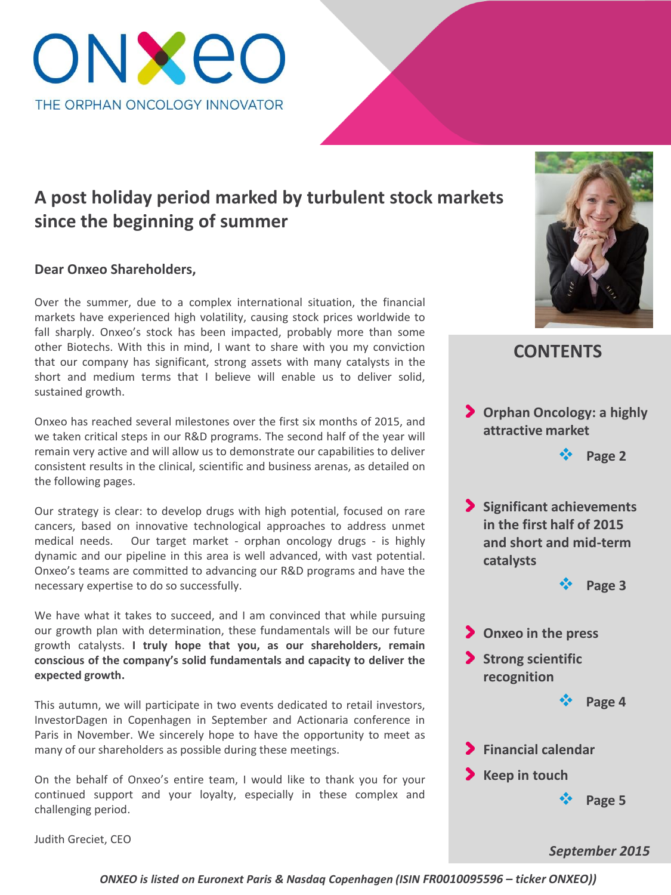# ONXEO

THE ORPHAN ONCOLOGY INNOVATOR

## A post holiday period marked by turbulent stock markets since the beginning of summer

**Dear Onxeo Shareholders,**

Over the summer, due to a complex international situation, the financial markets have experienced high volatility, causing stock prices worldwide to fall sharply. Onxeo's stock has been impacted, probably more than some other Biotechs. With this in mind, I want to share with you my conviction that our company has significant, strong assets with many catalysts in the short and medium terms that I believe will enable us to deliver solid, sustained growth.

Onxeo has reached several milestones over the first six months of 2015, and we taken critical steps in our R&D programs. The second half of the year will remain very active and will allow us to demonstrate our capabilities to deliver consistent results in the clinical, scientific and business arenas, as detailed on the following pages.

Our strategy is clear: to develop drugs with high potential, focused on rare cancers, based on innovative technological approaches to address unmet medical needs. Our target market - orphan oncology drugs - is highly dynamic and our pipeline in this area is well advanced, with vast potential. Onxeo's teams are committed to advancing our R&D programs and have the necessary expertise to do so successfully.

We have what it takes to succeed, and I am convinced that while pursuing our growth plan with determination, these fundamentals will be our future growth catalysts. **I truly hope that you, as our shareholders, remain conscious of the company's solid fundamentals and capacity to deliver the expected growth.**

This autumn, we will participate in two events dedicated to retail investors, InvestorDagen in Copenhagen in September and Actionaria conference in Paris in November. We sincerely hope to have the opportunity to meet as many of our shareholders as possible during these meetings.

On the behalf of Onxeo's entire team, I would like to thank you for your continued support and your loyalty, especially in these complex and challenging period.

Judith Greciet, CEO

## CONTENTS

- **Orphan Oncology: a highly attractive market** — Page 2
- **Significant achievements in the first half of 2015 and short and mid-term catalysts** — Page 3
- **Onxeo in the press**
- **Strong scientific recognition** — Page 4
- **Financial calendar**
- **Keep in touch** — Page 5

*September 2015*

*ONXEO is listed on Euronext Paris & Nasdaq Copenhagen (ISIN FR0010095596 – ticker ONXEO))*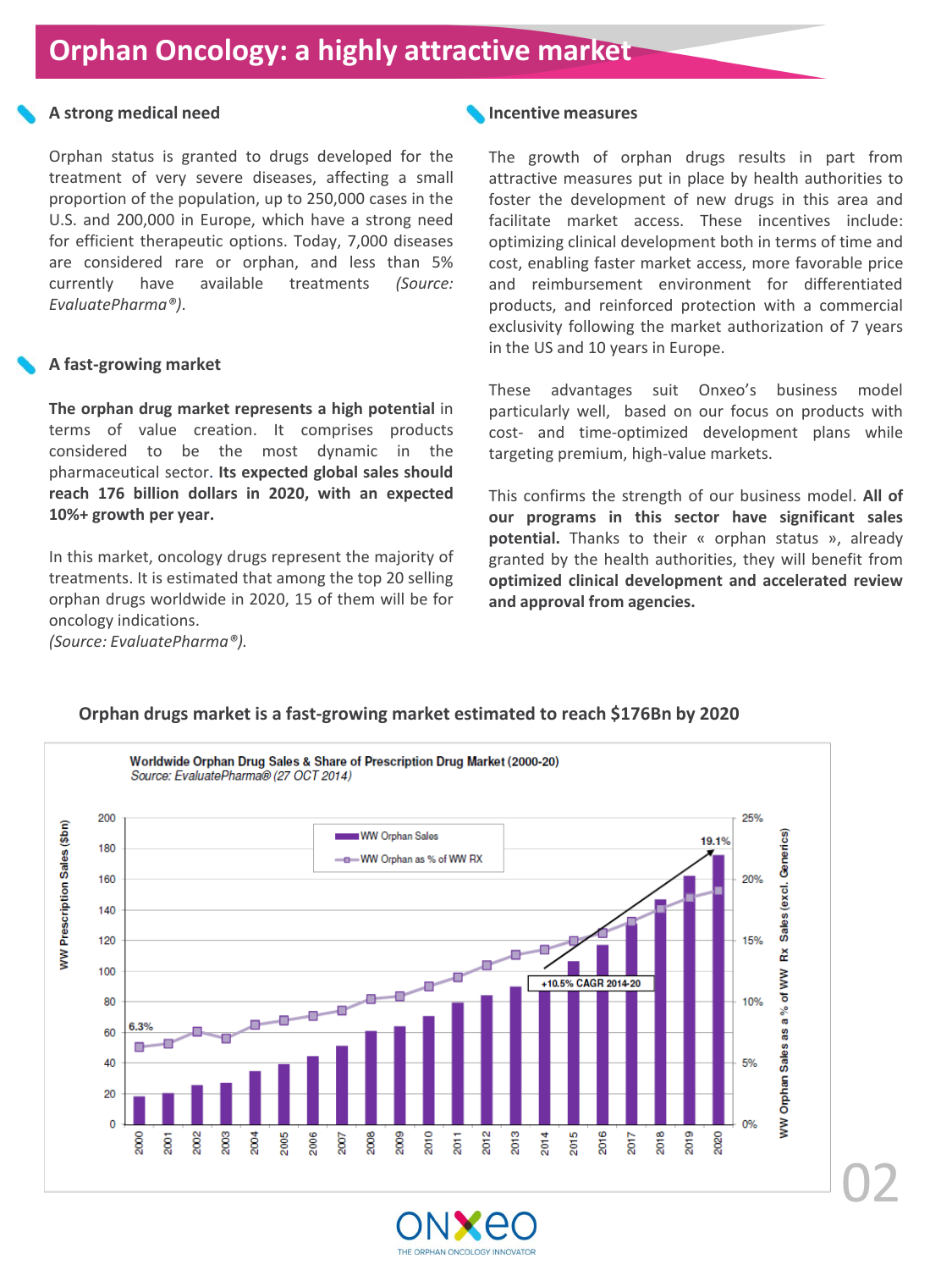# Orphan Oncology: a highly attractive market

## A strong medical need

Orphan status is granted to drugs developed for the treatment of very severe diseases, affecting a small proportion of the population, up to 250,000 cases in the U.S. and 200,000 in Europe, which have a strong need for efficient therapeutic options. Today, 7,000 diseases are considered rare or orphan, and less than 5% currently have available treatments *(Source: EvaluatePharma®)*.

## A fast-growing market

**The orphan drug market represents a high potential** in terms of value creation. It comprises products considered to be the most dynamic in the pharmaceutical sector. **Its expected global sales should reach 176 billion dollars in 2020, with an expected 10%+ growth per year.**

In this market, oncology drugs represent the majority of treatments. It is estimated that among the top 20 selling orphan drugs worldwide in 2020, 15 of them will be for oncology indications.
*(Source: EvaluatePharma®).*

## Incentive measures

The growth of orphan drugs results in part from attractive measures put in place by health authorities to foster the development of new drugs in this area and facilitate market access. These incentives include: optimizing clinical development both in terms of time and cost, enabling faster market access, more favorable price and reimbursement environment for differentiated products, and reinforced protection with a commercial exclusivity following the market authorization of 7 years in the US and 10 years in Europe.

These advantages suit Onxeo's business model particularly well, based on our focus on products with cost- and time-optimized development plans while targeting premium, high-value markets.

This confirms the strength of our business model. **All of our programs in this sector have significant sales potential.** Thanks to their « orphan status », already granted by the health authorities, they will benefit from **optimized clinical development and accelerated review and approval from agencies.**

**Orphan drugs market is a fast-growing market estimated to reach $176Bn by 2020**

Worldwide Orphan Drug Sales & Share of Prescription Drug Market (2000-20)
*Source: EvaluatePharma® (27 OCT 2014)*

[Chart: WW Orphan Sales (bars, WW Prescription Sales ($bn), 2000–2020) and WW Orphan as % of WW RX (line, 6.3% in 2000 to 19.1% in 2020); +10.5% CAGR 2014-20]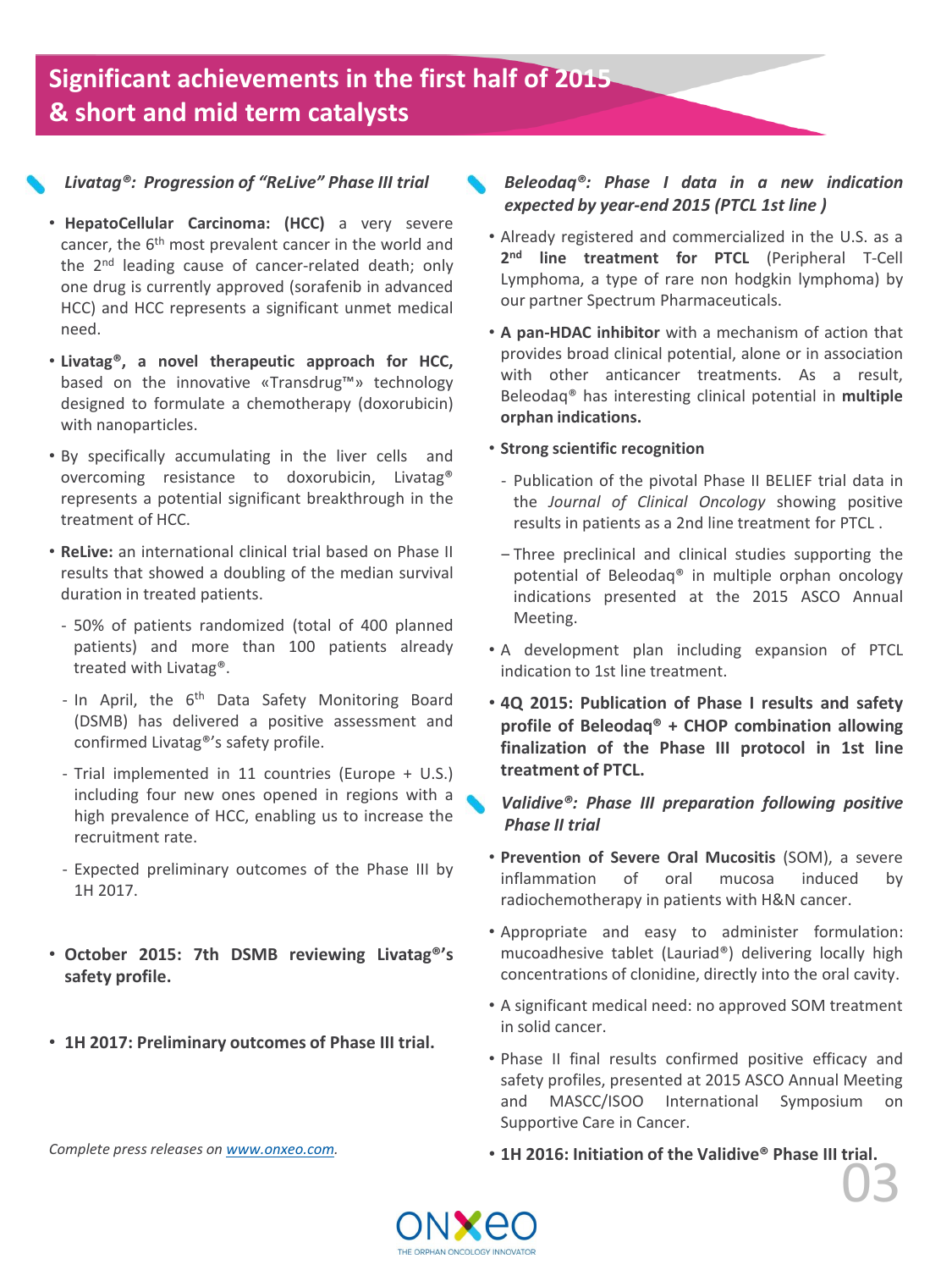# Significant achievements in the first half of 2015 & short and mid term catalysts

### *Livatag®: Progression of "ReLive" Phase III trial*

- **HepatoCellular Carcinoma: (HCC)** a very severe cancer, the 6th most prevalent cancer in the world and the 2nd leading cause of cancer-related death; only one drug is currently approved (sorafenib in advanced HCC) and HCC represents a significant unmet medical need.
- **Livatag®, a novel therapeutic approach for HCC,** based on the innovative «Transdrug™» technology designed to formulate a chemotherapy (doxorubicin) with nanoparticles.
- By specifically accumulating in the liver cells and overcoming resistance to doxorubicin, Livatag® represents a potential significant breakthrough in the treatment of HCC.
- **ReLive:** an international clinical trial based on Phase II results that showed a doubling of the median survival duration in treated patients.
  - 50% of patients randomized (total of 400 planned patients) and more than 100 patients already treated with Livatag®.
  - In April, the 6th Data Safety Monitoring Board (DSMB) has delivered a positive assessment and confirmed Livatag®'s safety profile.
  - Trial implemented in 11 countries (Europe + U.S.) including four new ones opened in regions with a high prevalence of HCC, enabling us to increase the recruitment rate.
  - Expected preliminary outcomes of the Phase III by 1H 2017.
- **October 2015: 7th DSMB reviewing Livatag®'s safety profile.**
- **1H 2017: Preliminary outcomes of Phase III trial.**

*Complete press releases on www.onxeo.com.*

### *Beleodaq®: Phase I data in a new indication expected by year-end 2015 (PTCL 1st line )*

- Already registered and commercialized in the U.S. as a **2nd line treatment for PTCL** (Peripheral T-Cell Lymphoma, a type of rare non hodgkin lymphoma) by our partner Spectrum Pharmaceuticals.
- **A pan-HDAC inhibitor** with a mechanism of action that provides broad clinical potential, alone or in association with other anticancer treatments. As a result, Beleodaq® has interesting clinical potential in **multiple orphan indications.**
- **Strong scientific recognition**
  - Publication of the pivotal Phase II BELIEF trial data in the *Journal of Clinical Oncology* showing positive results in patients as a 2nd line treatment for PTCL .
  - Three preclinical and clinical studies supporting the potential of Beleodaq® in multiple orphan oncology indications presented at the 2015 ASCO Annual Meeting.
- A development plan including expansion of PTCL indication to 1st line treatment.
- **4Q 2015: Publication of Phase I results and safety profile of Beleodaq® + CHOP combination allowing finalization of the Phase III protocol in 1st line treatment of PTCL.**

### *Validive®: Phase III preparation following positive Phase II trial*

- **Prevention of Severe Oral Mucositis** (SOM), a severe inflammation of oral mucosa induced by radiochemotherapy in patients with H&N cancer.
- Appropriate and easy to administer formulation: mucoadhesive tablet (Lauriad®) delivering locally high concentrations of clonidine, directly into the oral cavity.
- A significant medical need: no approved SOM treatment in solid cancer.
- Phase II final results confirmed positive efficacy and safety profiles, presented at 2015 ASCO Annual Meeting and MASCC/ISOO International Symposium on Supportive Care in Cancer.
- **1H 2016: Initiation of the Validive® Phase III trial.**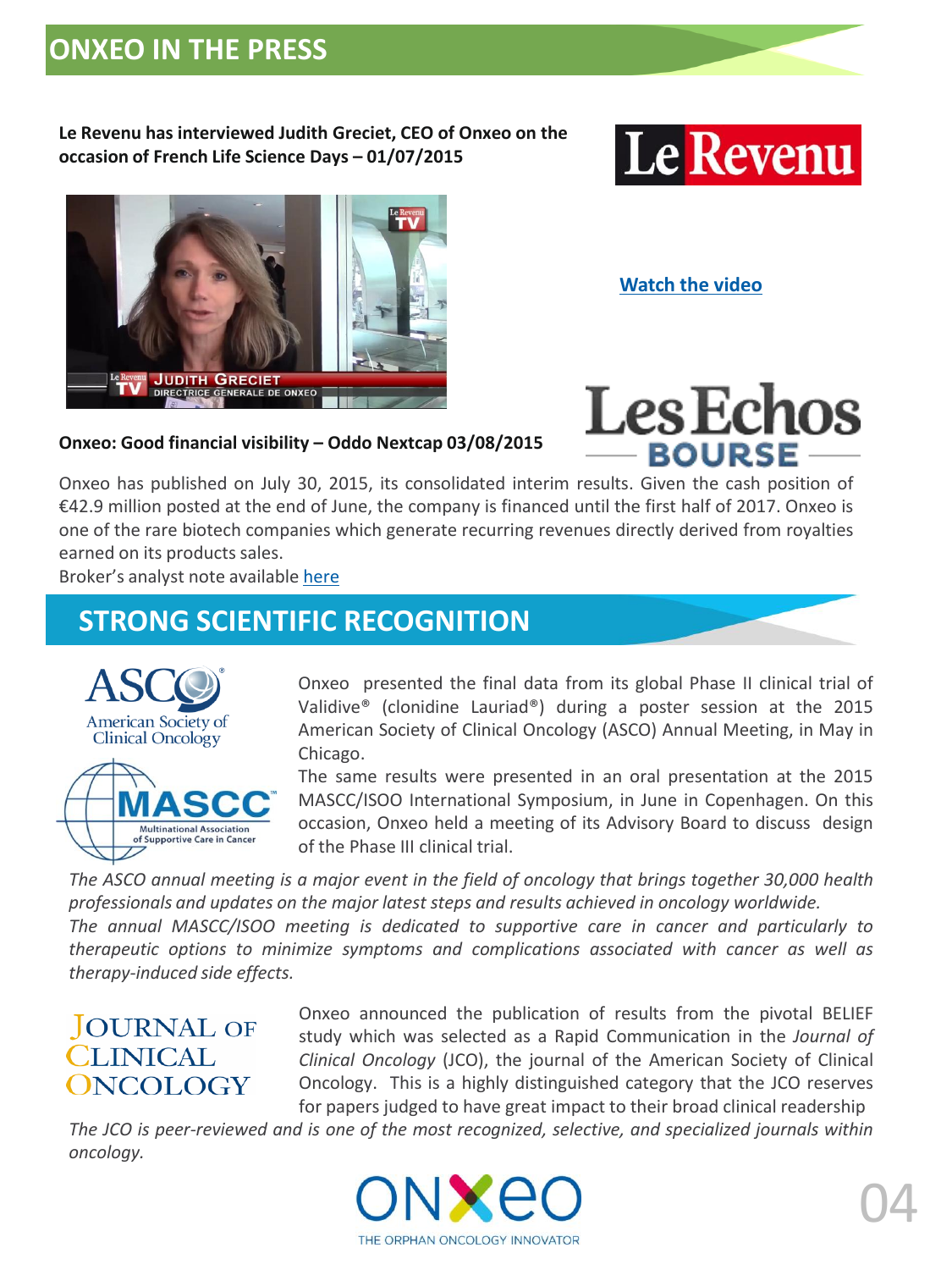## ONXEO IN THE PRESS

**Le Revenu has interviewed Judith Greciet, CEO of Onxeo on the occasion of French Life Science Days – 01/07/2015**

[Watch the video]

**Onxeo: Good financial visibility – Oddo Nextcap 03/08/2015**

Onxeo has published on July 30, 2015, its consolidated interim results. Given the cash position of €42.9 million posted at the end of June, the company is financed until the first half of 2017. Onxeo is one of the rare biotech companies which generate recurring revenues directly derived from royalties earned on its products sales.

Broker's analyst note available here

## STRONG SCIENTIFIC RECOGNITION

Onxeo presented the final data from its global Phase II clinical trial of Validive® (clonidine Lauriad®) during a poster session at the 2015 American Society of Clinical Oncology (ASCO) Annual Meeting, in May in Chicago.

The same results were presented in an oral presentation at the 2015 MASCC/ISOO International Symposium, in June in Copenhagen. On this occasion, Onxeo held a meeting of its Advisory Board to discuss design of the Phase III clinical trial.

*The ASCO annual meeting is a major event in the field of oncology that brings together 30,000 health professionals and updates on the major latest steps and results achieved in oncology worldwide.*

*The annual MASCC/ISOO meeting is dedicated to supportive care in cancer and particularly to therapeutic options to minimize symptoms and complications associated with cancer as well as therapy-induced side effects.*

Onxeo announced the publication of results from the pivotal BELIEF study which was selected as a Rapid Communication in the *Journal of Clinical Oncology* (JCO), the journal of the American Society of Clinical Oncology. This is a highly distinguished category that the JCO reserves for papers judged to have great impact to their broad clinical readership

*The JCO is peer-reviewed and is one of the most recognized, selective, and specialized journals within oncology.*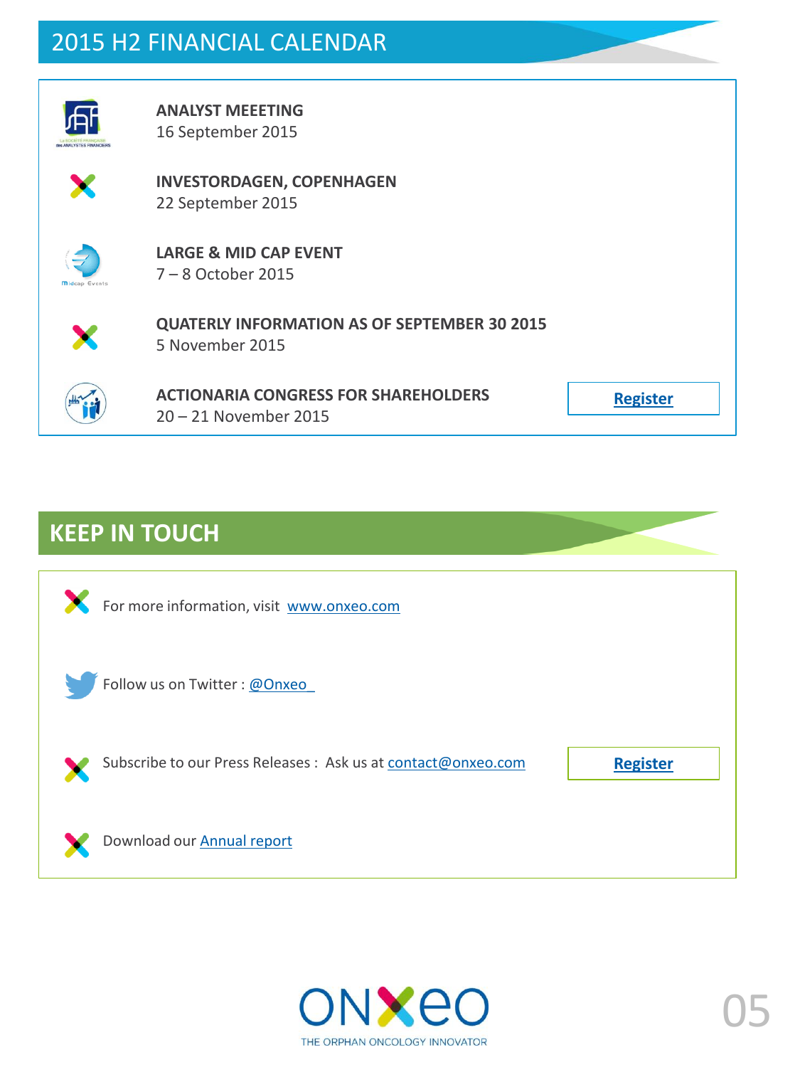## 2015 H2 FINANCIAL CALENDAR

**ANALYST MEEETING**
16 September 2015

**INVESTORDAGEN, COPENHAGEN**
22 September 2015

**LARGE & MID CAP EVENT**
7 – 8 October 2015

**QUATERLY INFORMATION AS OF SEPTEMBER 30 2015**
5 November 2015

**ACTIONARIA CONGRESS FOR SHAREHOLDERS**
20 – 21 November 2015

**Register**

## KEEP IN TOUCH

For more information, visit www.onxeo.com

Follow us on Twitter : @Onxeo

Subscribe to our Press Releases : Ask us at contact@onxeo.com

**Register**

Download our Annual report

ONXEO
THE ORPHAN ONCOLOGY INNOVATOR